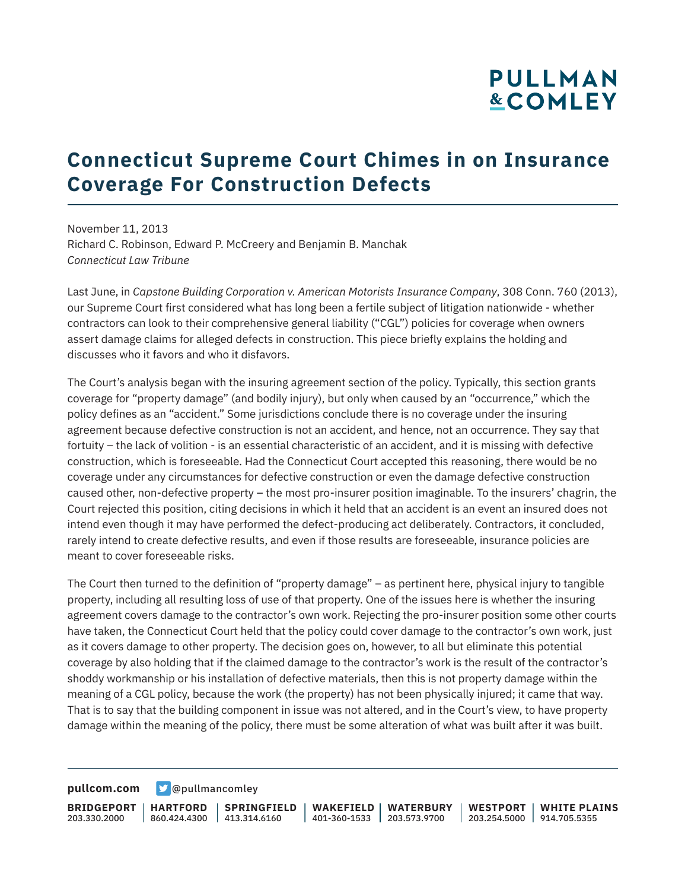# Connecticut Supreme Court Chimes in on Insurance Coverage For Construction Defects

November 11, 2013
Richard C. Robinson, Edward P. McCreery and Benjamin B. Manchak
*Connecticut Law Tribune*

Last June, in *Capstone Building Corporation v. American Motorists Insurance Company*, 308 Conn. 760 (2013), our Supreme Court first considered what has long been a fertile subject of litigation nationwide - whether contractors can look to their comprehensive general liability ("CGL") policies for coverage when owners assert damage claims for alleged defects in construction. This piece briefly explains the holding and discusses who it favors and who it disfavors.

The Court's analysis began with the insuring agreement section of the policy. Typically, this section grants coverage for "property damage" (and bodily injury), but only when caused by an "occurrence," which the policy defines as an "accident." Some jurisdictions conclude there is no coverage under the insuring agreement because defective construction is not an accident, and hence, not an occurrence. They say that fortuity – the lack of volition - is an essential characteristic of an accident, and it is missing with defective construction, which is foreseeable. Had the Connecticut Court accepted this reasoning, there would be no coverage under any circumstances for defective construction or even the damage defective construction caused other, non-defective property – the most pro-insurer position imaginable. To the insurers' chagrin, the Court rejected this position, citing decisions in which it held that an accident is an event an insured does not intend even though it may have performed the defect-producing act deliberately. Contractors, it concluded, rarely intend to create defective results, and even if those results are foreseeable, insurance policies are meant to cover foreseeable risks.

The Court then turned to the definition of "property damage" – as pertinent here, physical injury to tangible property, including all resulting loss of use of that property. One of the issues here is whether the insuring agreement covers damage to the contractor's own work. Rejecting the pro-insurer position some other courts have taken, the Connecticut Court held that the policy could cover damage to the contractor's own work, just as it covers damage to other property. The decision goes on, however, to all but eliminate this potential coverage by also holding that if the claimed damage to the contractor's work is the result of the contractor's shoddy workmanship or his installation of defective materials, then this is not property damage within the meaning of a CGL policy, because the work (the property) has not been physically injured; it came that way. That is to say that the building component in issue was not altered, and in the Court's view, to have property damage within the meaning of the policy, there must be some alteration of what was built after it was built.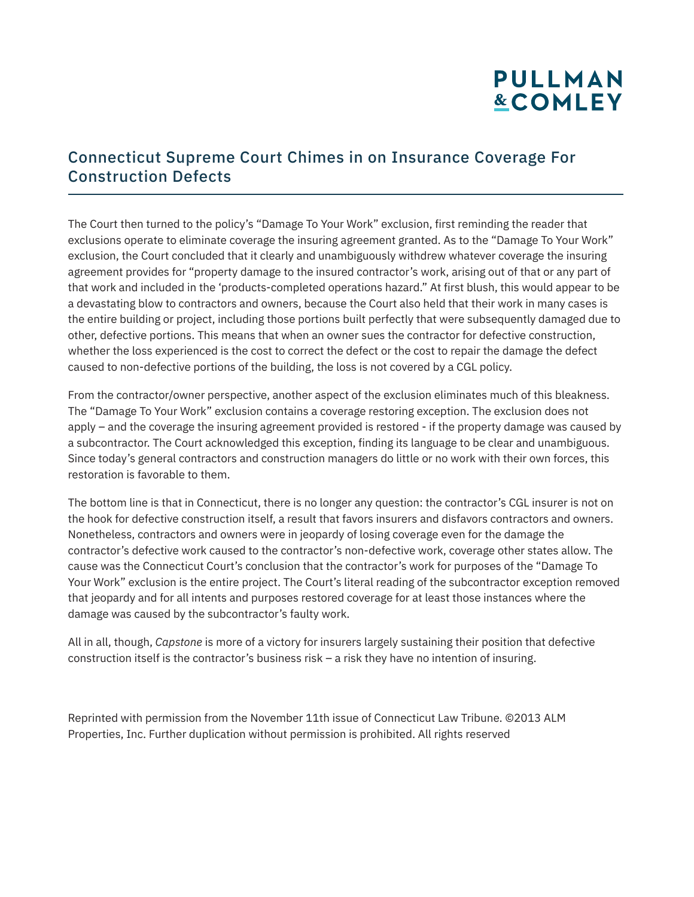## Connecticut Supreme Court Chimes in on Insurance Coverage For Construction Defects

The Court then turned to the policy's "Damage To Your Work" exclusion, first reminding the reader that exclusions operate to eliminate coverage the insuring agreement granted. As to the "Damage To Your Work" exclusion, the Court concluded that it clearly and unambiguously withdrew whatever coverage the insuring agreement provides for "property damage to the insured contractor's work, arising out of that or any part of that work and included in the 'products-completed operations hazard." At first blush, this would appear to be a devastating blow to contractors and owners, because the Court also held that their work in many cases is the entire building or project, including those portions built perfectly that were subsequently damaged due to other, defective portions. This means that when an owner sues the contractor for defective construction, whether the loss experienced is the cost to correct the defect or the cost to repair the damage the defect caused to non-defective portions of the building, the loss is not covered by a CGL policy.

From the contractor/owner perspective, another aspect of the exclusion eliminates much of this bleakness. The "Damage To Your Work" exclusion contains a coverage restoring exception. The exclusion does not apply – and the coverage the insuring agreement provided is restored - if the property damage was caused by a subcontractor. The Court acknowledged this exception, finding its language to be clear and unambiguous. Since today's general contractors and construction managers do little or no work with their own forces, this restoration is favorable to them.

The bottom line is that in Connecticut, there is no longer any question: the contractor's CGL insurer is not on the hook for defective construction itself, a result that favors insurers and disfavors contractors and owners. Nonetheless, contractors and owners were in jeopardy of losing coverage even for the damage the contractor's defective work caused to the contractor's non-defective work, coverage other states allow. The cause was the Connecticut Court's conclusion that the contractor's work for purposes of the "Damage To Your Work" exclusion is the entire project. The Court's literal reading of the subcontractor exception removed that jeopardy and for all intents and purposes restored coverage for at least those instances where the damage was caused by the subcontractor's faulty work.

All in all, though, *Capstone* is more of a victory for insurers largely sustaining their position that defective construction itself is the contractor's business risk – a risk they have no intention of insuring.

Reprinted with permission from the November 11th issue of Connecticut Law Tribune. ©2013 ALM Properties, Inc. Further duplication without permission is prohibited. All rights reserved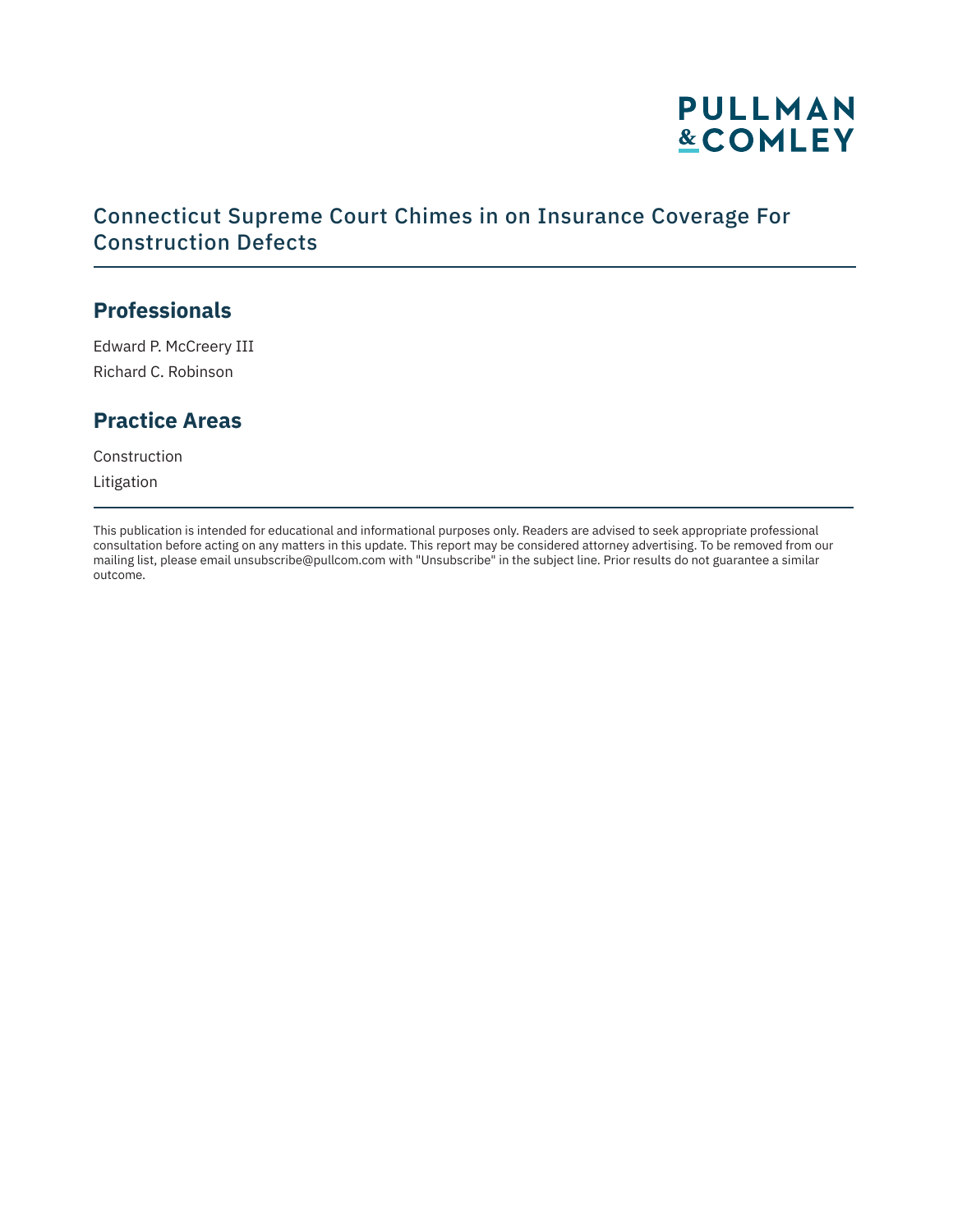Connecticut Supreme Court Chimes in on Insurance Coverage For Construction Defects

## Professionals

Edward P. McCreery III

Richard C. Robinson

## Practice Areas

Construction

Litigation

This publication is intended for educational and informational purposes only. Readers are advised to seek appropriate professional consultation before acting on any matters in this update. This report may be considered attorney advertising. To be removed from our mailing list, please email unsubscribe@pullcom.com with "Unsubscribe" in the subject line. Prior results do not guarantee a similar outcome.